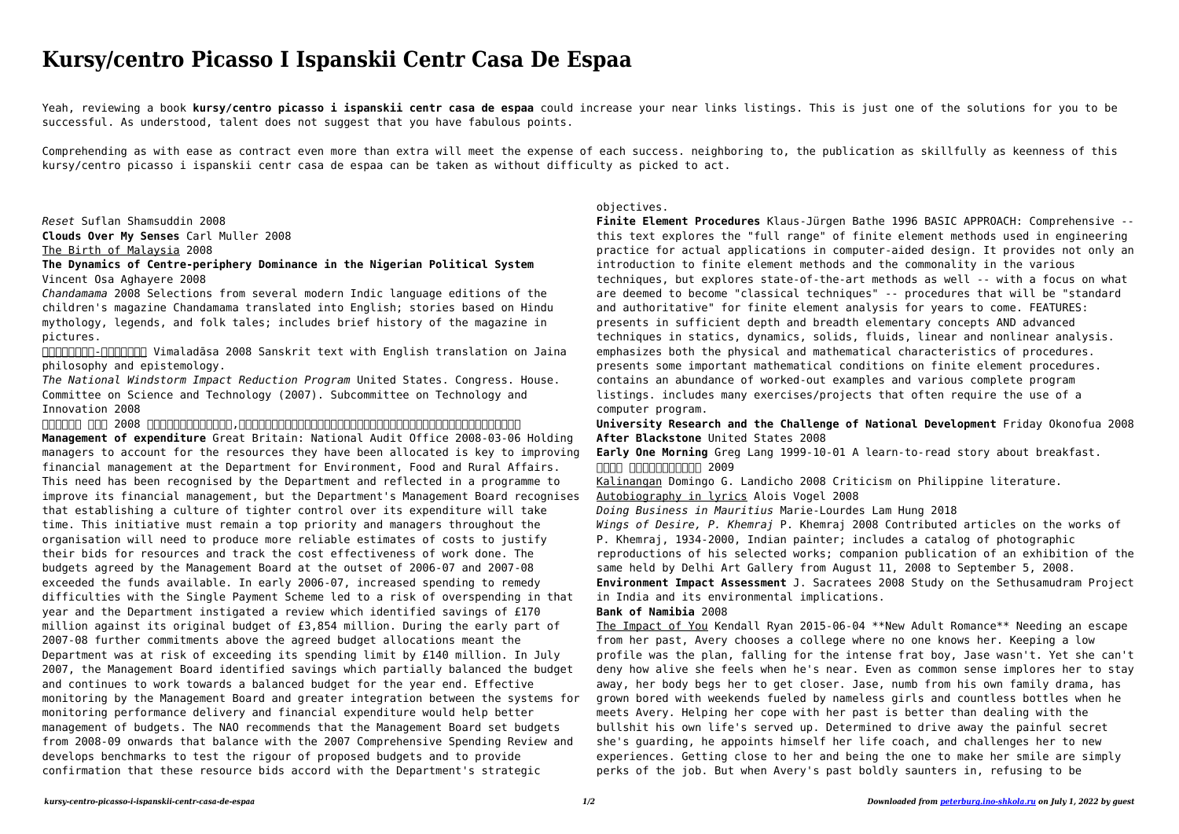# Kursy/centro Picasso I Ispanskii Centr Casa De Espaa

Yeah, reviewing a book **kursy/centro picasso i ispanskii centr casa de espaa** could increase your near links listings. This is just one of the solutions for you to be successful. As understood, talent does not suggest that you have fabulous points.

Comprehending as with ease as contract even more than extra will meet the expense of each success. neighboring to, the publication as skillfully as keenness of this kursy/centro picasso i ispanskii centr casa de espaa can be taken as without difficulty as picked to act.

*Reset* Suflan Shamsuddin 2008

**Clouds Over My Senses** Carl Muller 2008

The Birth of Malaysia 2008

**The Dynamics of Centre-periphery Dominance in the Nigerian Political System** Vincent Osa Aghayere 2008

*Chandamama* 2008 Selections from several modern Indic language editions of the children's magazine Chandamama translated into English; stories based on Hindu mythology, legends, and folk tales; includes brief history of the magazine in pictures.

□□□□□□□-□□□□□□ Vimaladāsa 2008 Sanskrit text with English translation on Jaina philosophy and epistemology.

*The National Windstorm Impact Reduction Program* United States. Congress. House. Committee on Science and Technology (2007). Subcommittee on Technology and Innovation 2008

□□□□□□ □□□ 2008 □□□□□□□□□□□□□□□,□□□□□□□□□□□□□□□□□□□□□□□□□□□□□□□□□□□□□□□□

**Management of expenditure** Great Britain: National Audit Office 2008-03-06 Holding managers to account for the resources they have been allocated is key to improving financial management at the Department for Environment, Food and Rural Affairs. This need has been recognised by the Department and reflected in a programme to improve its financial management, but the Department's Management Board recognises that establishing a culture of tighter control over its expenditure will take time. This initiative must remain a top priority and managers throughout the organisation will need to produce more reliable estimates of costs to justify their bids for resources and track the cost effectiveness of work done. The budgets agreed by the Management Board at the outset of 2006-07 and 2007-08 exceeded the funds available. In early 2006-07, increased spending to remedy difficulties with the Single Payment Scheme led to a risk of overspending in that year and the Department instigated a review which identified savings of £170 million against its original budget of £3,854 million. During the early part of 2007-08 further commitments above the agreed budget allocations meant the Department was at risk of exceeding its spending limit by £140 million. In July 2007, the Management Board identified savings which partially balanced the budget and continues to work towards a balanced budget for the year end. Effective monitoring by the Management Board and greater integration between the systems for monitoring performance delivery and financial expenditure would help better management of budgets. The NAO recommends that the Management Board set budgets from 2008-09 onwards that balance with the 2007 Comprehensive Spending Review and develops benchmarks to test the rigour of proposed budgets and to provide confirmation that these resource bids accord with the Department's strategic objectives.

**Finite Element Procedures** Klaus-Jürgen Bathe 1996 BASIC APPROACH: Comprehensive -- this text explores the "full range" of finite element methods used in engineering practice for actual applications in computer-aided design. It provides not only an introduction to finite element methods and the commonality in the various techniques, but explores state-of-the-art methods as well -- with a focus on what are deemed to become "classical techniques" -- procedures that will be "standard and authoritative" for finite element analysis for years to come. FEATURES: presents in sufficient depth and breadth elementary concepts AND advanced techniques in statics, dynamics, solids, fluids, linear and nonlinear analysis. emphasizes both the physical and mathematical characteristics of procedures. presents some important mathematical conditions on finite element procedures. contains an abundance of worked-out examples and various complete program listings. includes many exercises/projects that often require the use of a computer program.

**University Research and the Challenge of National Development** Friday Okonofua 2008

**After Blackstone** United States 2008

**Early One Morning** Greg Lang 1999-10-01 A learn-to-read story about breakfast.

□□□□ □□□□□□□□□□□ 2009

Kalinangan Domingo G. Landicho 2008 Criticism on Philippine literature.

Autobiography in lyrics Alois Vogel 2008

*Doing Business in Mauritius* Marie-Lourdes Lam Hung 2018

*Wings of Desire, P. Khemraj* P. Khemraj 2008 Contributed articles on the works of P. Khemraj, 1934-2000, Indian painter; includes a catalog of photographic reproductions of his selected works; companion publication of an exhibition of the same held by Delhi Art Gallery from August 11, 2008 to September 5, 2008.

**Environment Impact Assessment** J. Sacratees 2008 Study on the Sethusamudram Project in India and its environmental implications.

**Bank of Namibia** 2008

The Impact of You Kendall Ryan 2015-06-04 **New Adult Romance** Needing an escape from her past, Avery chooses a college where no one knows her. Keeping a low profile was the plan, falling for the intense frat boy, Jase wasn't. Yet she can't deny how alive she feels when he's near. Even as common sense implores her to stay away, her body begs her to get closer. Jase, numb from his own family drama, has grown bored with weekends fueled by nameless girls and countless bottles when he meets Avery. Helping her cope with her past is better than dealing with the bullshit his own life's served up. Determined to drive away the painful secret she's guarding, he appoints himself her life coach, and challenges her to new experiences. Getting close to her and being the one to make her smile are simply perks of the job. But when Avery's past boldly saunters in, refusing to be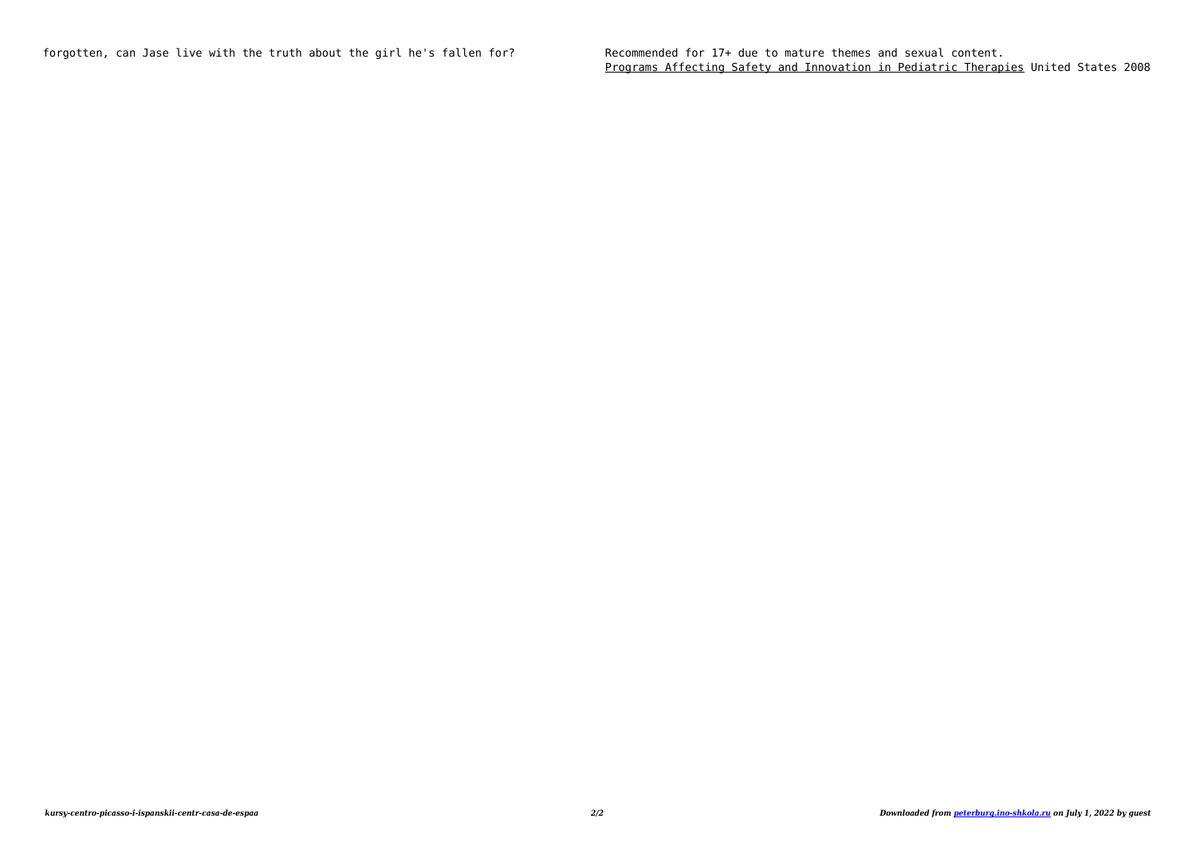forgotten, can Jase live with the truth about the girl he's fallen for?

Recommended for 17+ due to mature themes and sexual content.

Programs Affecting Safety and Innovation in Pediatric Therapies United States 2008